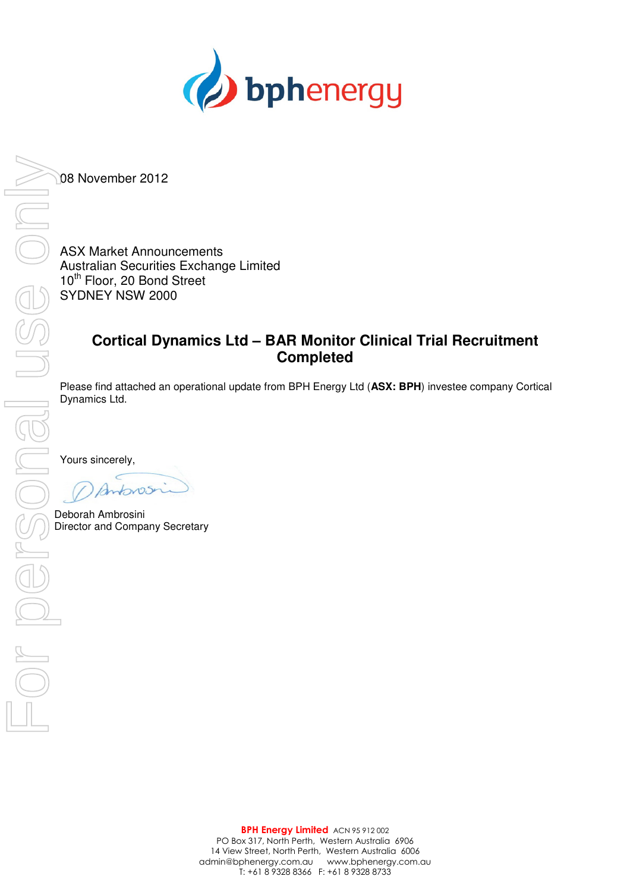08 November 2012

ASX Market Announcements
Australian Securities Exchange Limited
10th Floor, 20 Bond Street
SYDNEY NSW 2000

## Cortical Dynamics Ltd – BAR Monitor Clinical Trial Recruitment Completed

Please find attached an operational update from BPH Energy Ltd (**ASX: BPH**) investee company Cortical Dynamics Ltd.

Yours sincerely,

Deborah Ambrosini
Director and Company Secretary

**BPH Energy Limited** ACN 95 912 002
PO Box 317, North Perth, Western Australia 6906
14 View Street, North Perth, Western Australia 6006
admin@bphenergy.com.au www.bphenergy.com.au
T: +61 8 9328 8366 F: +61 8 9328 8733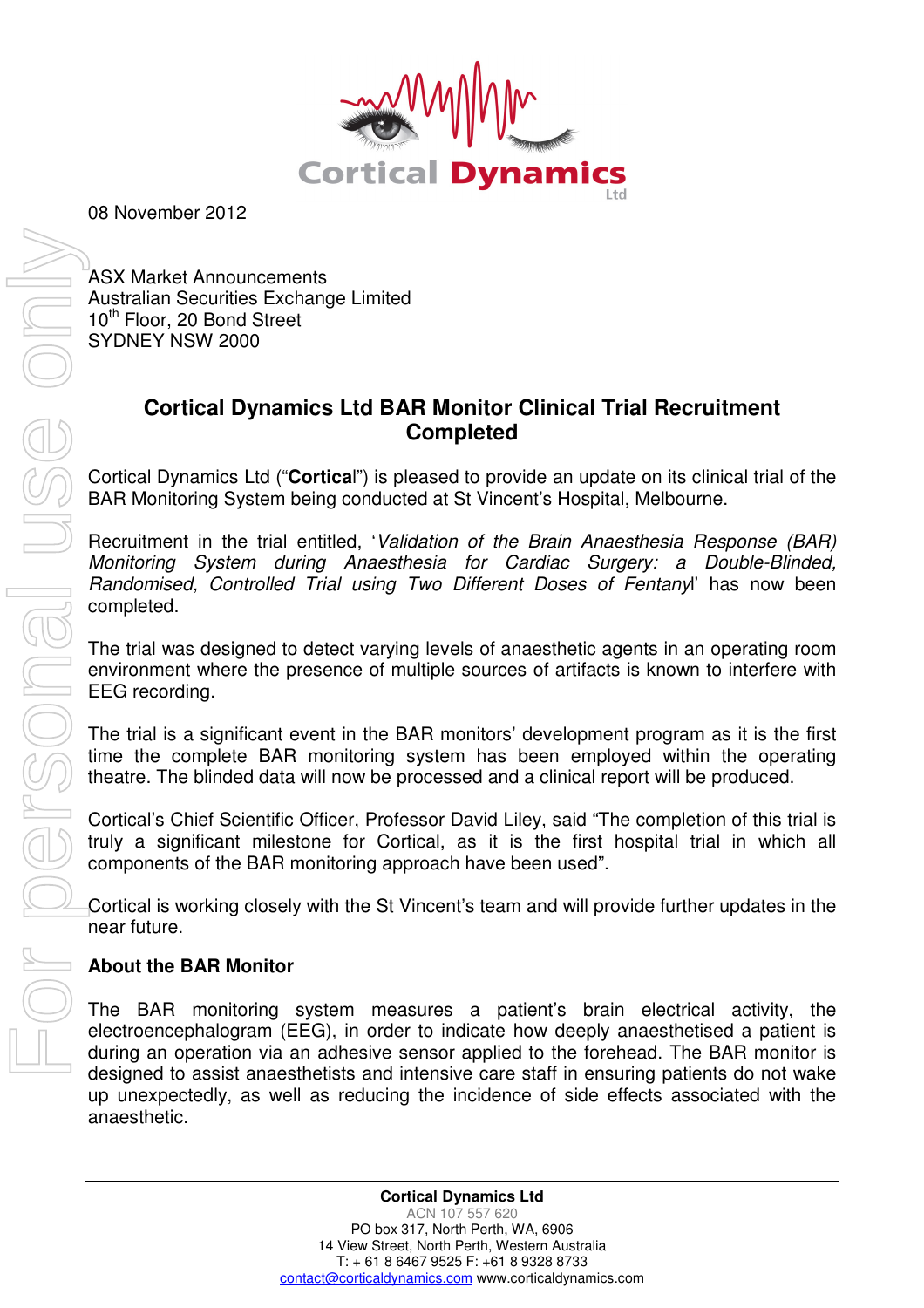08 November 2012

ASX Market Announcements
Australian Securities Exchange Limited
10th Floor, 20 Bond Street
SYDNEY NSW 2000

## Cortical Dynamics Ltd BAR Monitor Clinical Trial Recruitment Completed

Cortical Dynamics Ltd ("**Cortical**") is pleased to provide an update on its clinical trial of the BAR Monitoring System being conducted at St Vincent's Hospital, Melbourne.

Recruitment in the trial entitled, '*Validation of the Brain Anaesthesia Response (BAR) Monitoring System during Anaesthesia for Cardiac Surgery: a Double-Blinded, Randomised, Controlled Trial using Two Different Doses of Fentanyl*' has now been completed.

The trial was designed to detect varying levels of anaesthetic agents in an operating room environment where the presence of multiple sources of artifacts is known to interfere with EEG recording.

The trial is a significant event in the BAR monitors' development program as it is the first time the complete BAR monitoring system has been employed within the operating theatre. The blinded data will now be processed and a clinical report will be produced.

Cortical's Chief Scientific Officer, Professor David Liley, said "The completion of this trial is truly a significant milestone for Cortical, as it is the first hospital trial in which all components of the BAR monitoring approach have been used".

Cortical is working closely with the St Vincent's team and will provide further updates in the near future.

### About the BAR Monitor

The BAR monitoring system measures a patient's brain electrical activity, the electroencephalogram (EEG), in order to indicate how deeply anaesthetised a patient is during an operation via an adhesive sensor applied to the forehead. The BAR monitor is designed to assist anaesthetists and intensive care staff in ensuring patients do not wake up unexpectedly, as well as reducing the incidence of side effects associated with the anaesthetic.

**Cortical Dynamics Ltd**
ACN 107 557 620
PO box 317, North Perth, WA, 6906
14 View Street, North Perth, Western Australia
T: + 61 8 6467 9525 F: +61 8 9328 8733
contact@corticaldynamics.com www.corticaldynamics.com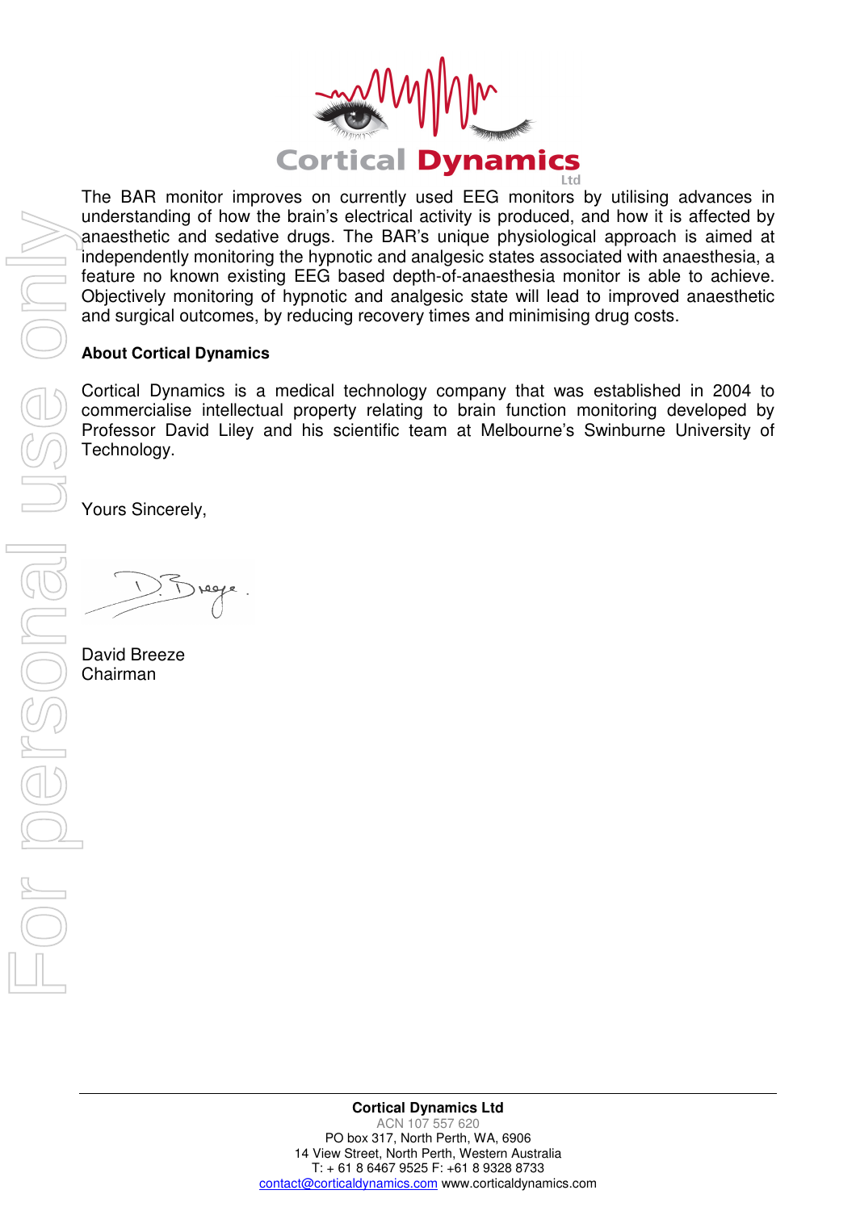Cortical Dynamics Ltd

The BAR monitor improves on currently used EEG monitors by utilising advances in understanding of how the brain's electrical activity is produced, and how it is affected by anaesthetic and sedative drugs. The BAR's unique physiological approach is aimed at independently monitoring the hypnotic and analgesic states associated with anaesthesia, a feature no known existing EEG based depth-of-anaesthesia monitor is able to achieve. Objectively monitoring of hypnotic and analgesic state will lead to improved anaesthetic and surgical outcomes, by reducing recovery times and minimising drug costs.

**About Cortical Dynamics**

Cortical Dynamics is a medical technology company that was established in 2004 to commercialise intellectual property relating to brain function monitoring developed by Professor David Liley and his scientific team at Melbourne's Swinburne University of Technology.

Yours Sincerely,

David Breeze
Chairman

---

**Cortical Dynamics Ltd**
ACN 107 557 620
PO box 317, North Perth, WA, 6906
14 View Street, North Perth, Western Australia
T: + 61 8 6467 9525 F: +61 8 9328 8733
contact@corticaldynamics.com www.corticaldynamics.com